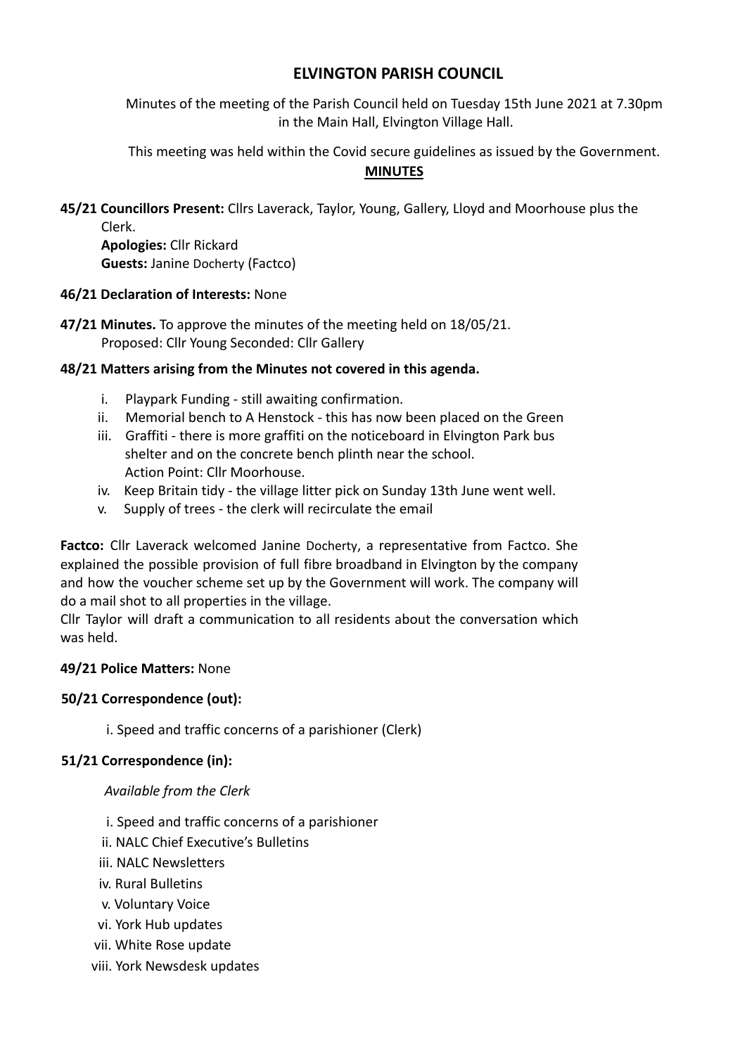# ELVINGTON PARISH COUNCIL

Minutes of the meeting of the Parish Council held on Tuesday 15th June 2021 at 7.30pm in the Main Hall, Elvington Village Hall.

This meeting was held within the Covid secure guidelines as issued by the Government.

**MINUTES**

**45/21 Councillors Present:** Cllrs Laverack, Taylor, Young, Gallery, Lloyd and Moorhouse plus the Clerk.
**Apologies:** Cllr Rickard
**Guests:** Janine Docherty (Factco)

**46/21 Declaration of Interests:** None

**47/21 Minutes.** To approve the minutes of the meeting held on 18/05/21.
Proposed: Cllr Young Seconded: Cllr Gallery

**48/21 Matters arising from the Minutes not covered in this agenda.**

i. Playpark Funding - still awaiting confirmation.
ii. Memorial bench to A Henstock - this has now been placed on the Green
iii. Graffiti - there is more graffiti on the noticeboard in Elvington Park bus shelter and on the concrete bench plinth near the school.
Action Point: Cllr Moorhouse.
iv. Keep Britain tidy - the village litter pick on Sunday 13th June went well.
v. Supply of trees - the clerk will recirculate the email

**Factco:** Cllr Laverack welcomed Janine Docherty, a representative from Factco. She explained the possible provision of full fibre broadband in Elvington by the company and how the voucher scheme set up by the Government will work. The company will do a mail shot to all properties in the village.
Cllr Taylor will draft a communication to all residents about the conversation which was held.

**49/21 Police Matters:** None

**50/21 Correspondence (out):**

i. Speed and traffic concerns of a parishioner (Clerk)

**51/21 Correspondence (in):**

*Available from the Clerk*

i. Speed and traffic concerns of a parishioner
ii. NALC Chief Executive's Bulletins
iii. NALC Newsletters
iv. Rural Bulletins
v. Voluntary Voice
vi. York Hub updates
vii. White Rose update
viii. York Newsdesk updates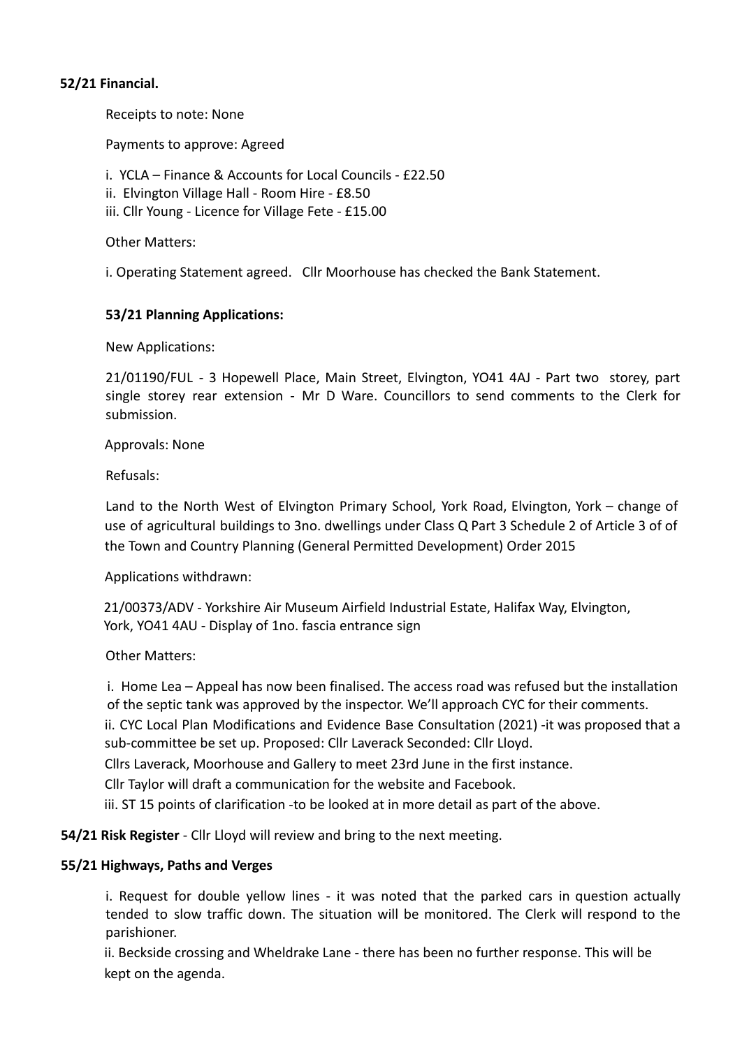**52/21 Financial.**

Receipts to note: None

Payments to approve: Agreed

i. YCLA – Finance & Accounts for Local Councils - £22.50
ii. Elvington Village Hall - Room Hire - £8.50
iii. Cllr Young - Licence for Village Fete - £15.00

Other Matters:

i. Operating Statement agreed. Cllr Moorhouse has checked the Bank Statement.

**53/21 Planning Applications:**

New Applications:

21/01190/FUL - 3 Hopewell Place, Main Street, Elvington, YO41 4AJ - Part two storey, part single storey rear extension - Mr D Ware. Councillors to send comments to the Clerk for submission.

Approvals: None

Refusals:

Land to the North West of Elvington Primary School, York Road, Elvington, York – change of use of agricultural buildings to 3no. dwellings under Class Q Part 3 Schedule 2 of Article 3 of of the Town and Country Planning (General Permitted Development) Order 2015

Applications withdrawn:

21/00373/ADV - Yorkshire Air Museum Airfield Industrial Estate, Halifax Way, Elvington, York, YO41 4AU - Display of 1no. fascia entrance sign

Other Matters:

i. Home Lea – Appeal has now been finalised. The access road was refused but the installation of the septic tank was approved by the inspector. We'll approach CYC for their comments.
ii. CYC Local Plan Modifications and Evidence Base Consultation (2021) -it was proposed that a sub-committee be set up. Proposed: Cllr Laverack Seconded: Cllr Lloyd.
Cllrs Laverack, Moorhouse and Gallery to meet 23rd June in the first instance.
Cllr Taylor will draft a communication for the website and Facebook.
iii. ST 15 points of clarification -to be looked at in more detail as part of the above.

**54/21 Risk Register** - Cllr Lloyd will review and bring to the next meeting.

**55/21 Highways, Paths and Verges**

i. Request for double yellow lines - it was noted that the parked cars in question actually tended to slow traffic down. The situation will be monitored. The Clerk will respond to the parishioner.
ii. Beckside crossing and Wheldrake Lane - there has been no further response. This will be kept on the agenda.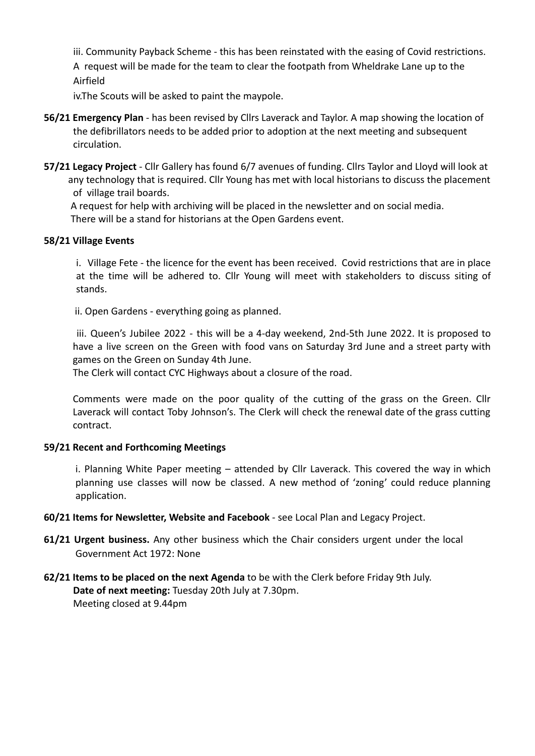iii. Community Payback Scheme - this has been reinstated with the easing of Covid restrictions. A request will be made for the team to clear the footpath from Wheldrake Lane up to the Airfield

iv.The Scouts will be asked to paint the maypole.

**56/21 Emergency Plan** - has been revised by Cllrs Laverack and Taylor. A map showing the location of the defibrillators needs to be added prior to adoption at the next meeting and subsequent circulation.

**57/21 Legacy Project** - Cllr Gallery has found 6/7 avenues of funding. Cllrs Taylor and Lloyd will look at any technology that is required. Cllr Young has met with local historians to discuss the placement of village trail boards.

A request for help with archiving will be placed in the newsletter and on social media.

There will be a stand for historians at the Open Gardens event.

**58/21 Village Events**

i. Village Fete - the licence for the event has been received. Covid restrictions that are in place at the time will be adhered to. Cllr Young will meet with stakeholders to discuss siting of stands.

ii. Open Gardens - everything going as planned.

iii. Queen's Jubilee 2022 - this will be a 4-day weekend, 2nd-5th June 2022. It is proposed to have a live screen on the Green with food vans on Saturday 3rd June and a street party with games on the Green on Sunday 4th June.

The Clerk will contact CYC Highways about a closure of the road.

Comments were made on the poor quality of the cutting of the grass on the Green. Cllr Laverack will contact Toby Johnson's. The Clerk will check the renewal date of the grass cutting contract.

**59/21 Recent and Forthcoming Meetings**

i. Planning White Paper meeting – attended by Cllr Laverack. This covered the way in which planning use classes will now be classed. A new method of 'zoning' could reduce planning application.

**60/21 Items for Newsletter, Website and Facebook** - see Local Plan and Legacy Project.

**61/21 Urgent business.** Any other business which the Chair considers urgent under the local Government Act 1972: None

**62/21 Items to be placed on the next Agenda** to be with the Clerk before Friday 9th July.

**Date of next meeting:** Tuesday 20th July at 7.30pm.

Meeting closed at 9.44pm